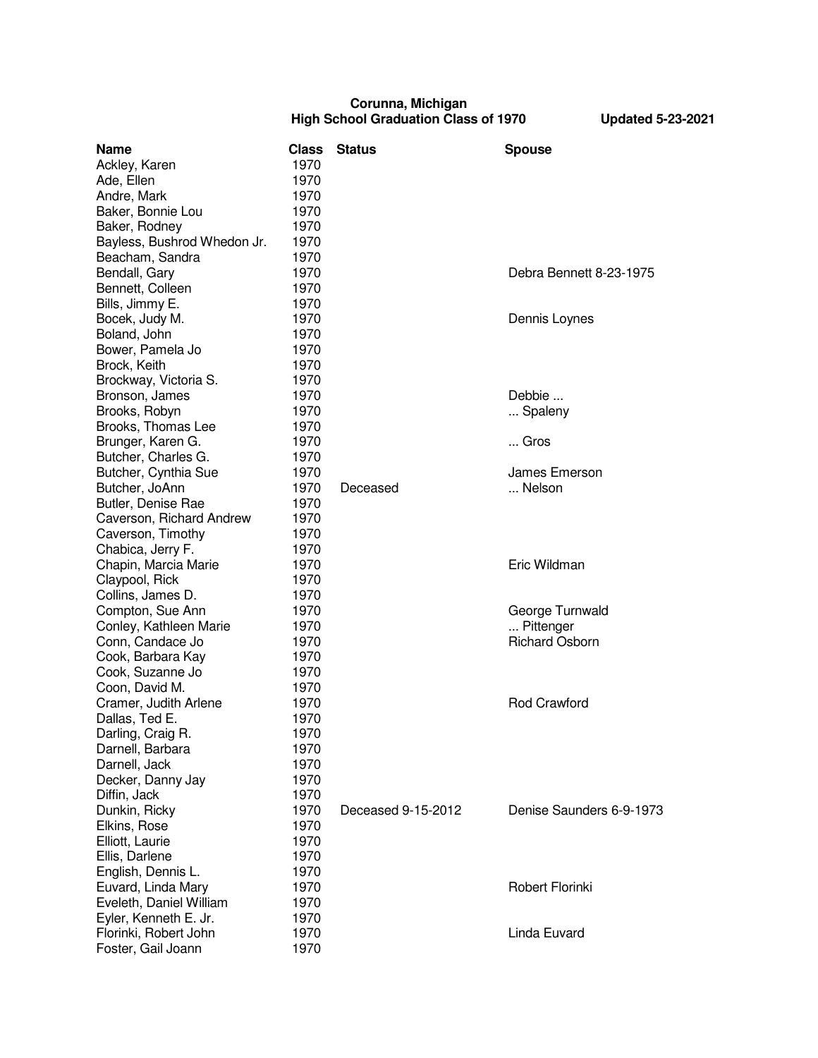**Corunna, Michigan**
**High School Graduation Class of 1970** **Updated 5-23-2021**

| Name | Class | Status | Spouse |
|---|---|---|---|
| Ackley, Karen | 1970 | | |
| Ade, Ellen | 1970 | | |
| Andre, Mark | 1970 | | |
| Baker, Bonnie Lou | 1970 | | |
| Baker, Rodney | 1970 | | |
| Bayless, Bushrod Whedon Jr. | 1970 | | |
| Beacham, Sandra | 1970 | | |
| Bendall, Gary | 1970 | | Debra Bennett 8-23-1975 |
| Bennett, Colleen | 1970 | | |
| Bills, Jimmy E. | 1970 | | |
| Bocek, Judy M. | 1970 | | Dennis Loynes |
| Boland, John | 1970 | | |
| Bower, Pamela Jo | 1970 | | |
| Brock, Keith | 1970 | | |
| Brockway, Victoria S. | 1970 | | |
| Bronson, James | 1970 | | Debbie ... |
| Brooks, Robyn | 1970 | | ... Spaleny |
| Brooks, Thomas Lee | 1970 | | |
| Brunger, Karen G. | 1970 | | ... Gros |
| Butcher, Charles G. | 1970 | | |
| Butcher, Cynthia Sue | 1970 | | James Emerson |
| Butcher, JoAnn | 1970 | Deceased | ... Nelson |
| Butler, Denise Rae | 1970 | | |
| Caverson, Richard Andrew | 1970 | | |
| Caverson, Timothy | 1970 | | |
| Chabica, Jerry F. | 1970 | | |
| Chapin, Marcia Marie | 1970 | | Eric Wildman |
| Claypool, Rick | 1970 | | |
| Collins, James D. | 1970 | | |
| Compton, Sue Ann | 1970 | | George Turnwald |
| Conley, Kathleen Marie | 1970 | | ... Pittenger |
| Conn, Candace Jo | 1970 | | Richard Osborn |
| Cook, Barbara Kay | 1970 | | |
| Cook, Suzanne Jo | 1970 | | |
| Coon, David M. | 1970 | | |
| Cramer, Judith Arlene | 1970 | | Rod Crawford |
| Dallas, Ted E. | 1970 | | |
| Darling, Craig R. | 1970 | | |
| Darnell, Barbara | 1970 | | |
| Darnell, Jack | 1970 | | |
| Decker, Danny Jay | 1970 | | |
| Diffin, Jack | 1970 | | |
| Dunkin, Ricky | 1970 | Deceased 9-15-2012 | Denise Saunders 6-9-1973 |
| Elkins, Rose | 1970 | | |
| Elliott, Laurie | 1970 | | |
| Ellis, Darlene | 1970 | | |
| English, Dennis L. | 1970 | | |
| Euvard, Linda Mary | 1970 | | Robert Florinki |
| Eveleth, Daniel William | 1970 | | |
| Eyler, Kenneth E. Jr. | 1970 | | |
| Florinki, Robert John | 1970 | | Linda Euvard |
| Foster, Gail Joann | 1970 | | |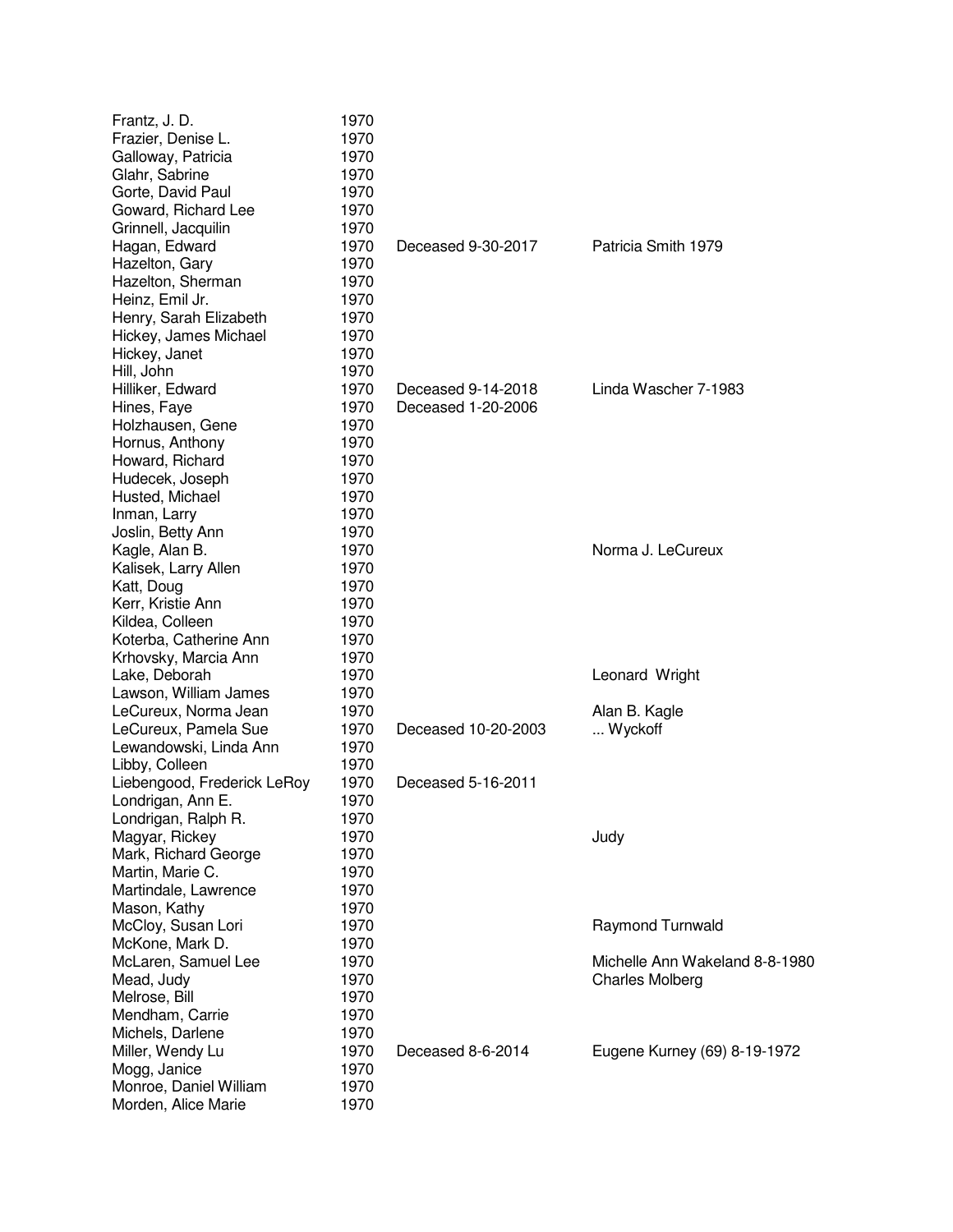| | | | |
|---|---|---|---|
| Frantz, J. D. | 1970 | | |
| Frazier, Denise L. | 1970 | | |
| Galloway, Patricia | 1970 | | |
| Glahr, Sabrine | 1970 | | |
| Gorte, David Paul | 1970 | | |
| Goward, Richard Lee | 1970 | | |
| Grinnell, Jacquilin | 1970 | | |
| Hagan, Edward | 1970 | Deceased 9-30-2017 | Patricia Smith 1979 |
| Hazelton, Gary | 1970 | | |
| Hazelton, Sherman | 1970 | | |
| Heinz, Emil Jr. | 1970 | | |
| Henry, Sarah Elizabeth | 1970 | | |
| Hickey, James Michael | 1970 | | |
| Hickey, Janet | 1970 | | |
| Hill, John | 1970 | | |
| Hilliker, Edward | 1970 | Deceased 9-14-2018 | Linda Wascher 7-1983 |
| Hines, Faye | 1970 | Deceased 1-20-2006 | |
| Holzhausen, Gene | 1970 | | |
| Hornus, Anthony | 1970 | | |
| Howard, Richard | 1970 | | |
| Hudecek, Joseph | 1970 | | |
| Husted, Michael | 1970 | | |
| Inman, Larry | 1970 | | |
| Joslin, Betty Ann | 1970 | | |
| Kagle, Alan B. | 1970 | | Norma J. LeCureux |
| Kalisek, Larry Allen | 1970 | | |
| Katt, Doug | 1970 | | |
| Kerr, Kristie Ann | 1970 | | |
| Kildea, Colleen | 1970 | | |
| Koterba, Catherine Ann | 1970 | | |
| Krhovsky, Marcia Ann | 1970 | | |
| Lake, Deborah | 1970 | | Leonard Wright |
| Lawson, William James | 1970 | | |
| LeCureux, Norma Jean | 1970 | | Alan B. Kagle |
| LeCureux, Pamela Sue | 1970 | Deceased 10-20-2003 | ... Wyckoff |
| Lewandowski, Linda Ann | 1970 | | |
| Libby, Colleen | 1970 | | |
| Liebengood, Frederick LeRoy | 1970 | Deceased 5-16-2011 | |
| Londrigan, Ann E. | 1970 | | |
| Londrigan, Ralph R. | 1970 | | |
| Magyar, Rickey | 1970 | | Judy |
| Mark, Richard George | 1970 | | |
| Martin, Marie C. | 1970 | | |
| Martindale, Lawrence | 1970 | | |
| Mason, Kathy | 1970 | | |
| McCloy, Susan Lori | 1970 | | Raymond Turnwald |
| McKone, Mark D. | 1970 | | |
| McLaren, Samuel Lee | 1970 | | Michelle Ann Wakeland 8-8-1980 |
| Mead, Judy | 1970 | | Charles Molberg |
| Melrose, Bill | 1970 | | |
| Mendham, Carrie | 1970 | | |
| Michels, Darlene | 1970 | | |
| Miller, Wendy Lu | 1970 | Deceased 8-6-2014 | Eugene Kurney (69) 8-19-1972 |
| Mogg, Janice | 1970 | | |
| Monroe, Daniel William | 1970 | | |
| Morden, Alice Marie | 1970 | | |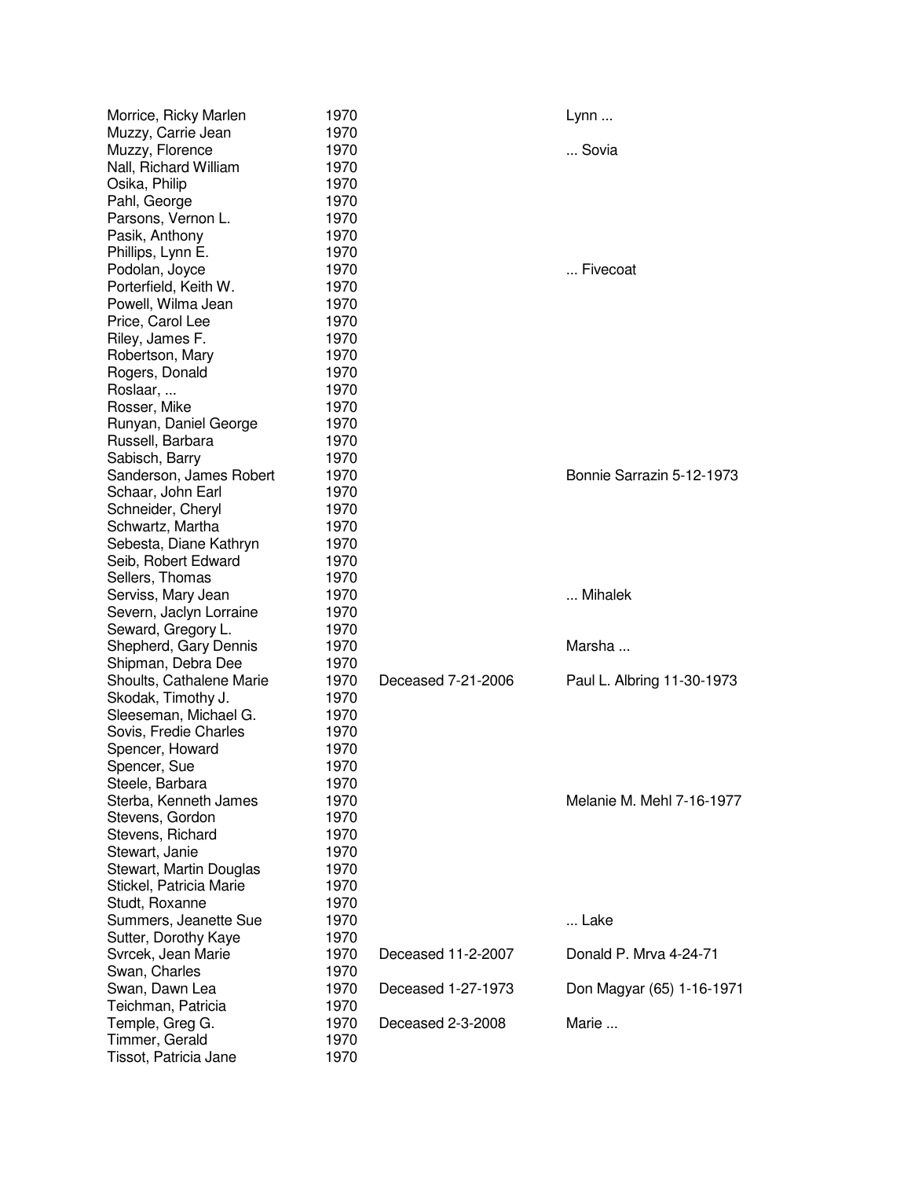| | | | |
|---|---|---|---|
| Morrice, Ricky Marlen | 1970 | | Lynn ... |
| Muzzy, Carrie Jean | 1970 | | |
| Muzzy, Florence | 1970 | | ... Sovia |
| Nall, Richard William | 1970 | | |
| Osika, Philip | 1970 | | |
| Pahl, George | 1970 | | |
| Parsons, Vernon L. | 1970 | | |
| Pasik, Anthony | 1970 | | |
| Phillips, Lynn E. | 1970 | | |
| Podolan, Joyce | 1970 | | ... Fivecoat |
| Porterfield, Keith W. | 1970 | | |
| Powell, Wilma Jean | 1970 | | |
| Price, Carol Lee | 1970 | | |
| Riley, James F. | 1970 | | |
| Robertson, Mary | 1970 | | |
| Rogers, Donald | 1970 | | |
| Roslaar, ... | 1970 | | |
| Rosser, Mike | 1970 | | |
| Runyan, Daniel George | 1970 | | |
| Russell, Barbara | 1970 | | |
| Sabisch, Barry | 1970 | | |
| Sanderson, James Robert | 1970 | | Bonnie Sarrazin 5-12-1973 |
| Schaar, John Earl | 1970 | | |
| Schneider, Cheryl | 1970 | | |
| Schwartz, Martha | 1970 | | |
| Sebesta, Diane Kathryn | 1970 | | |
| Seib, Robert Edward | 1970 | | |
| Sellers, Thomas | 1970 | | |
| Serviss, Mary Jean | 1970 | | ... Mihalek |
| Severn, Jaclyn Lorraine | 1970 | | |
| Seward, Gregory L. | 1970 | | |
| Shepherd, Gary Dennis | 1970 | | Marsha ... |
| Shipman, Debra Dee | 1970 | | |
| Shoults, Cathalene Marie | 1970 | Deceased 7-21-2006 | Paul L. Albring 11-30-1973 |
| Skodak, Timothy J. | 1970 | | |
| Sleeseman, Michael G. | 1970 | | |
| Sovis, Fredie Charles | 1970 | | |
| Spencer, Howard | 1970 | | |
| Spencer, Sue | 1970 | | |
| Steele, Barbara | 1970 | | |
| Sterba, Kenneth James | 1970 | | Melanie M. Mehl 7-16-1977 |
| Stevens, Gordon | 1970 | | |
| Stevens, Richard | 1970 | | |
| Stewart, Janie | 1970 | | |
| Stewart, Martin Douglas | 1970 | | |
| Stickel, Patricia Marie | 1970 | | |
| Studt, Roxanne | 1970 | | |
| Summers, Jeanette Sue | 1970 | | ... Lake |
| Sutter, Dorothy Kaye | 1970 | | |
| Svrcek, Jean Marie | 1970 | Deceased 11-2-2007 | Donald P. Mrva 4-24-71 |
| Swan, Charles | 1970 | | |
| Swan, Dawn Lea | 1970 | Deceased 1-27-1973 | Don Magyar (65) 1-16-1971 |
| Teichman, Patricia | 1970 | | |
| Temple, Greg G. | 1970 | Deceased 2-3-2008 | Marie ... |
| Timmer, Gerald | 1970 | | |
| Tissot, Patricia Jane | 1970 | | |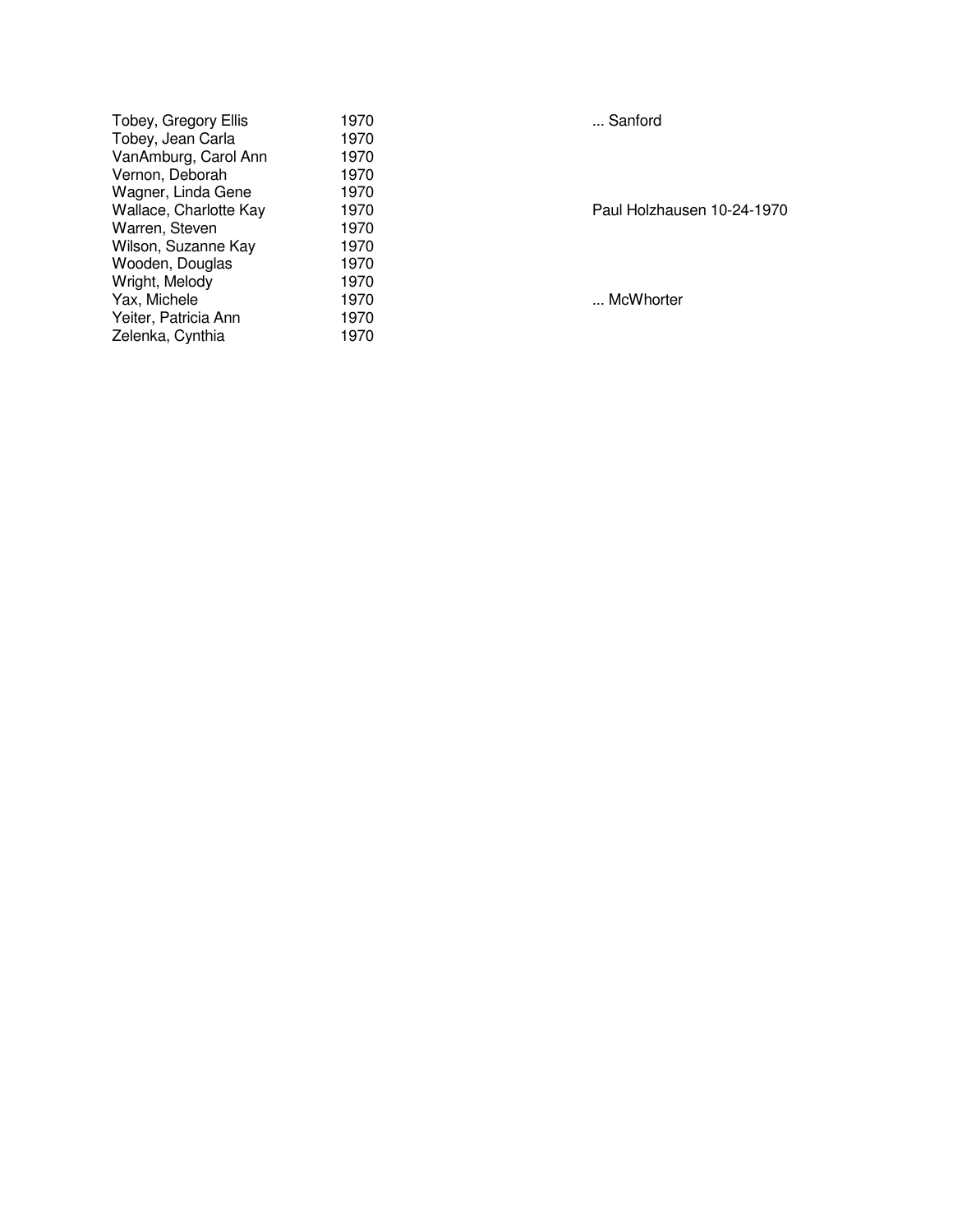| | | |
|---|---|---|
| Tobey, Gregory Ellis | 1970 | ... Sanford |
| Tobey, Jean Carla | 1970 | |
| VanAmburg, Carol Ann | 1970 | |
| Vernon, Deborah | 1970 | |
| Wagner, Linda Gene | 1970 | |
| Wallace, Charlotte Kay | 1970 | Paul Holzhausen 10-24-1970 |
| Warren, Steven | 1970 | |
| Wilson, Suzanne Kay | 1970 | |
| Wooden, Douglas | 1970 | |
| Wright, Melody | 1970 | |
| Yax, Michele | 1970 | ... McWhorter |
| Yeiter, Patricia Ann | 1970 | |
| Zelenka, Cynthia | 1970 | |